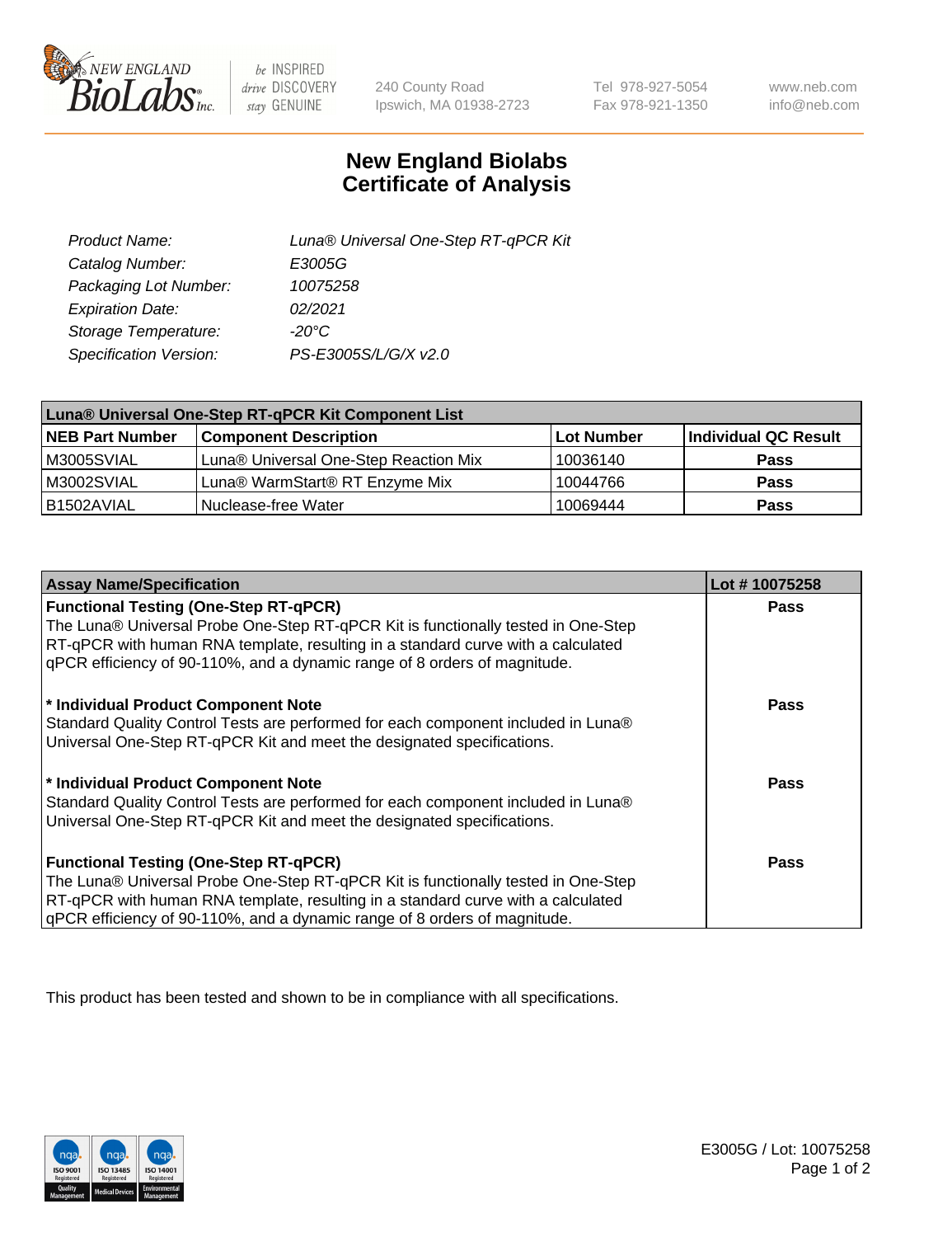# New England Biolabs Certificate of Analysis

| | |
|---|---|
| Product Name: | Luna® Universal One-Step RT-qPCR Kit |
| Catalog Number: | E3005G |
| Packaging Lot Number: | 10075258 |
| Expiration Date: | 02/2021 |
| Storage Temperature: | -20°C |
| Specification Version: | PS-E3005S/L/G/X v2.0 |

| Luna® Universal One-Step RT-qPCR Kit Component List | | | |
|---|---|---|---|
| **NEB Part Number** | **Component Description** | **Lot Number** | **Individual QC Result** |
| M3005SVIAL | Luna® Universal One-Step Reaction Mix | 10036140 | Pass |
| M3002SVIAL | Luna® WarmStart® RT Enzyme Mix | 10044766 | Pass |
| B1502AVIAL | Nuclease-free Water | 10069444 | Pass |

| Assay Name/Specification | Lot # 10075258 |
|---|---|
| **Functional Testing (One-Step RT-qPCR)** The Luna® Universal Probe One-Step RT-qPCR Kit is functionally tested in One-Step RT-qPCR with human RNA template, resulting in a standard curve with a calculated qPCR efficiency of 90-110%, and a dynamic range of 8 orders of magnitude. | Pass |
| **\* Individual Product Component Note** Standard Quality Control Tests are performed for each component included in Luna® Universal One-Step RT-qPCR Kit and meet the designated specifications. | Pass |
| **\* Individual Product Component Note** Standard Quality Control Tests are performed for each component included in Luna® Universal One-Step RT-qPCR Kit and meet the designated specifications. | Pass |
| **Functional Testing (One-Step RT-qPCR)** The Luna® Universal Probe One-Step RT-qPCR Kit is functionally tested in One-Step RT-qPCR with human RNA template, resulting in a standard curve with a calculated qPCR efficiency of 90-110%, and a dynamic range of 8 orders of magnitude. | Pass |

This product has been tested and shown to be in compliance with all specifications.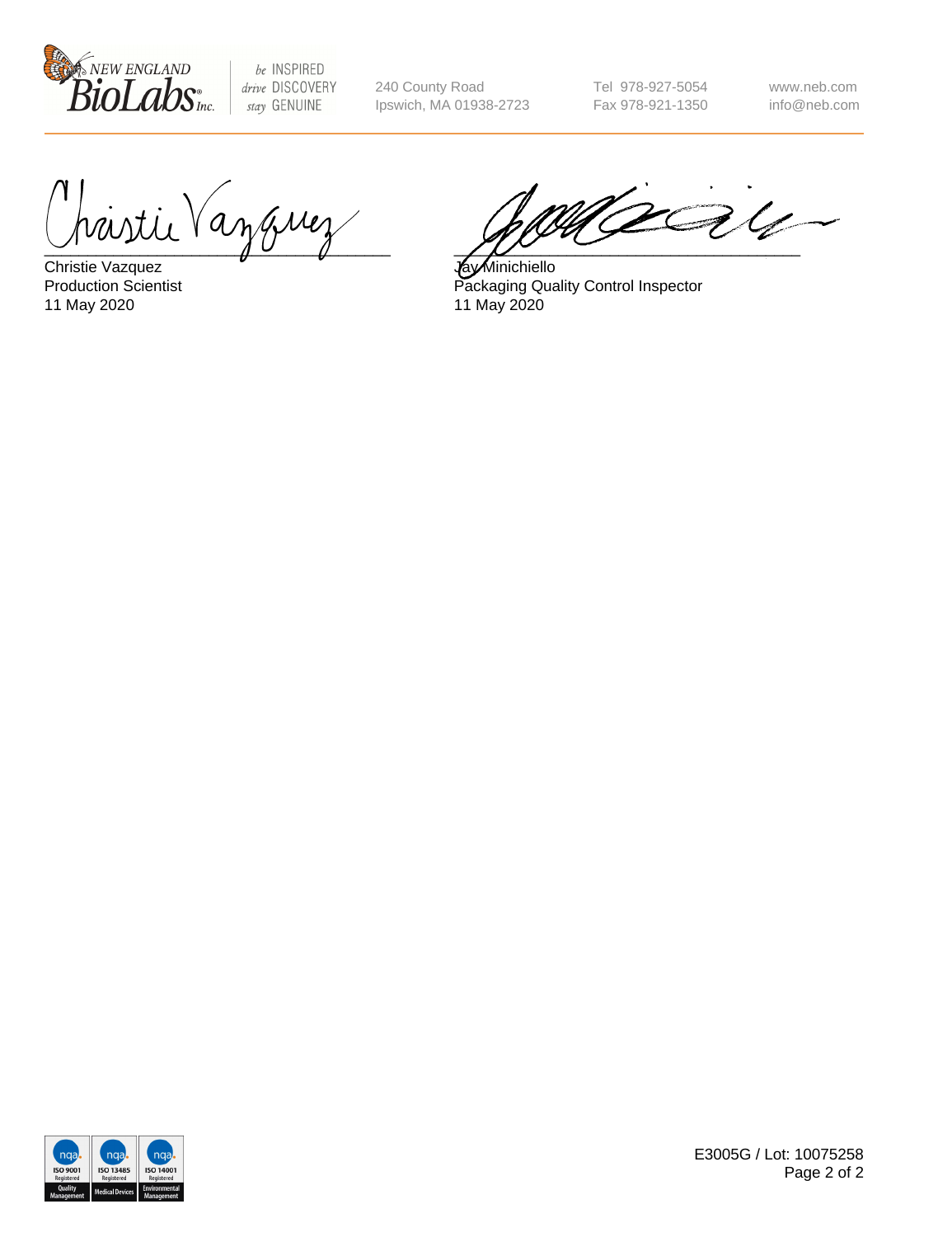Christie Vazquez
Production Scientist
11 May 2020

Jay Minichiello
Packaging Quality Control Inspector
11 May 2020

E3005G / Lot: 10075258